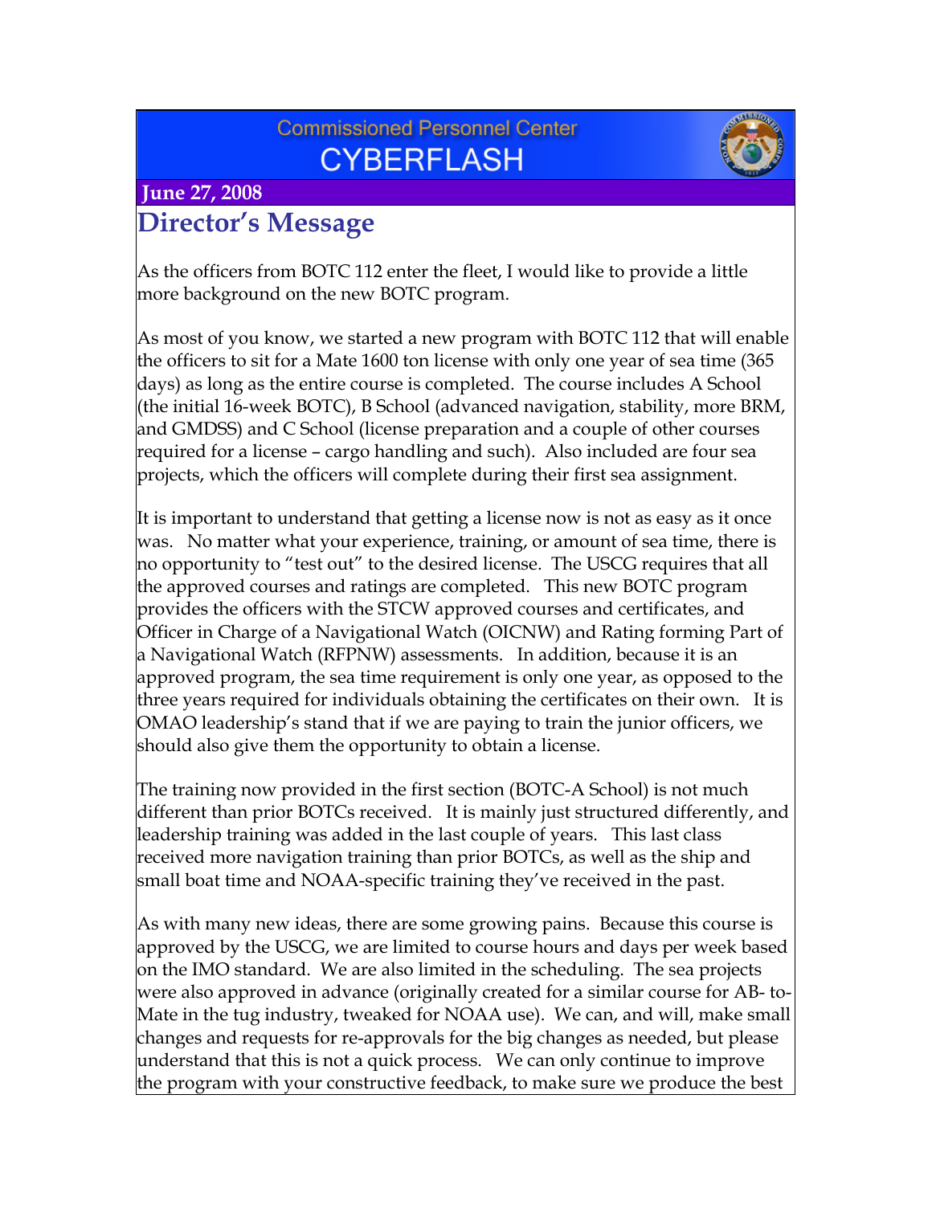Commissioned Personnel Center

# CYBERFLASH

**June 27, 2008**

## Director's Message

As the officers from BOTC 112 enter the fleet, I would like to provide a little more background on the new BOTC program.

As most of you know, we started a new program with BOTC 112 that will enable the officers to sit for a Mate 1600 ton license with only one year of sea time (365 days) as long as the entire course is completed. The course includes A School (the initial 16-week BOTC), B School (advanced navigation, stability, more BRM, and GMDSS) and C School (license preparation and a couple of other courses required for a license – cargo handling and such). Also included are four sea projects, which the officers will complete during their first sea assignment.

It is important to understand that getting a license now is not as easy as it once was. No matter what your experience, training, or amount of sea time, there is no opportunity to "test out" to the desired license. The USCG requires that all the approved courses and ratings are completed. This new BOTC program provides the officers with the STCW approved courses and certificates, and Officer in Charge of a Navigational Watch (OICNW) and Rating forming Part of a Navigational Watch (RFPNW) assessments. In addition, because it is an approved program, the sea time requirement is only one year, as opposed to the three years required for individuals obtaining the certificates on their own. It is OMAO leadership's stand that if we are paying to train the junior officers, we should also give them the opportunity to obtain a license.

The training now provided in the first section (BOTC-A School) is not much different than prior BOTCs received. It is mainly just structured differently, and leadership training was added in the last couple of years. This last class received more navigation training than prior BOTCs, as well as the ship and small boat time and NOAA-specific training they've received in the past.

As with many new ideas, there are some growing pains. Because this course is approved by the USCG, we are limited to course hours and days per week based on the IMO standard. We are also limited in the scheduling. The sea projects were also approved in advance (originally created for a similar course for AB- to-Mate in the tug industry, tweaked for NOAA use). We can, and will, make small changes and requests for re-approvals for the big changes as needed, but please understand that this is not a quick process. We can only continue to improve the program with your constructive feedback, to make sure we produce the best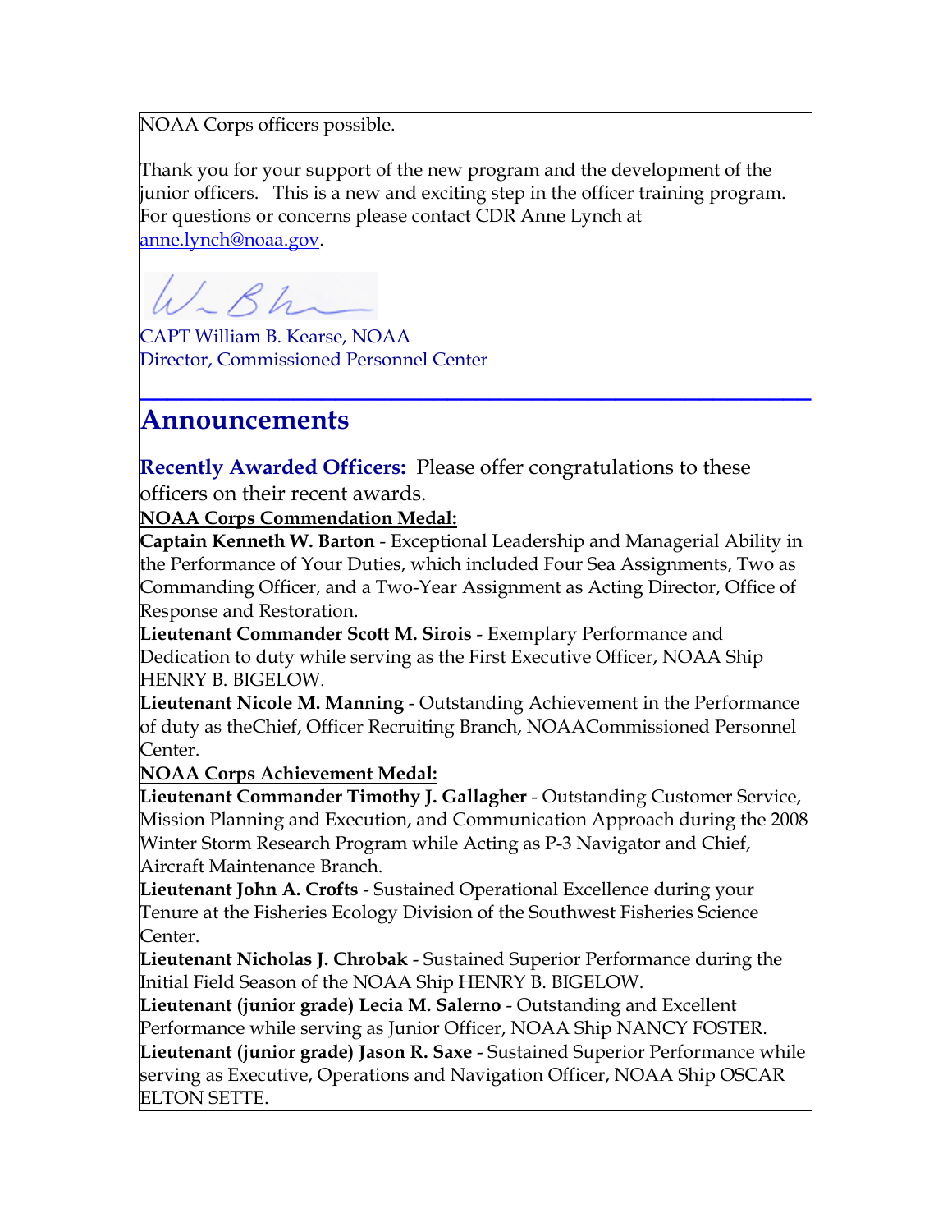NOAA Corps officers possible.

Thank you for your support of the new program and the development of the junior officers. This is a new and exciting step in the officer training program. For questions or concerns please contact CDR Anne Lynch at anne.lynch@noaa.gov.

CAPT William B. Kearse, NOAA
Director, Commissioned Personnel Center

---

## Announcements

**Recently Awarded Officers:** Please offer congratulations to these officers on their recent awards.

**NOAA Corps Commendation Medal:**

**Captain Kenneth W. Barton** - Exceptional Leadership and Managerial Ability in the Performance of Your Duties, which included Four Sea Assignments, Two as Commanding Officer, and a Two-Year Assignment as Acting Director, Office of Response and Restoration.

**Lieutenant Commander Scott M. Sirois** - Exemplary Performance and Dedication to duty while serving as the First Executive Officer, NOAA Ship HENRY B. BIGELOW.

**Lieutenant Nicole M. Manning** - Outstanding Achievement in the Performance of duty as theChief, Officer Recruiting Branch, NOAACommissioned Personnel Center.

**NOAA Corps Achievement Medal:**

**Lieutenant Commander Timothy J. Gallagher** - Outstanding Customer Service, Mission Planning and Execution, and Communication Approach during the 2008 Winter Storm Research Program while Acting as P-3 Navigator and Chief, Aircraft Maintenance Branch.

**Lieutenant John A. Crofts** - Sustained Operational Excellence during your Tenure at the Fisheries Ecology Division of the Southwest Fisheries Science Center.

**Lieutenant Nicholas J. Chrobak** - Sustained Superior Performance during the Initial Field Season of the NOAA Ship HENRY B. BIGELOW.

**Lieutenant (junior grade) Lecia M. Salerno** - Outstanding and Excellent Performance while serving as Junior Officer, NOAA Ship NANCY FOSTER.

**Lieutenant (junior grade) Jason R. Saxe** - Sustained Superior Performance while serving as Executive, Operations and Navigation Officer, NOAA Ship OSCAR ELTON SETTE.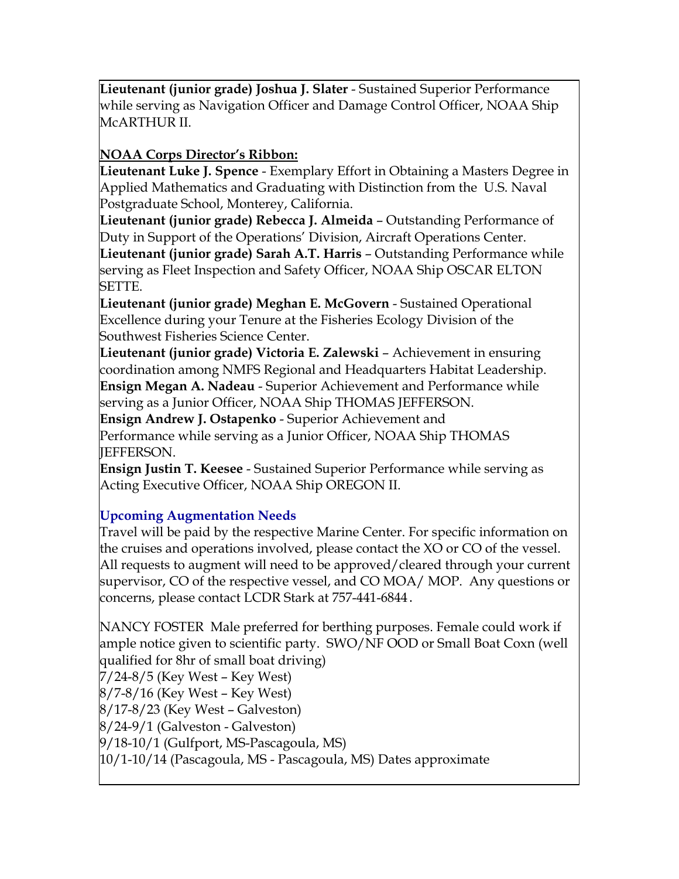**Lieutenant (junior grade) Joshua J. Slater** - Sustained Superior Performance while serving as Navigation Officer and Damage Control Officer, NOAA Ship McARTHUR II.

**NOAA Corps Director's Ribbon:**

**Lieutenant Luke J. Spence** - Exemplary Effort in Obtaining a Masters Degree in Applied Mathematics and Graduating with Distinction from the U.S. Naval Postgraduate School, Monterey, California.
**Lieutenant (junior grade) Rebecca J. Almeida** – Outstanding Performance of Duty in Support of the Operations' Division, Aircraft Operations Center.
**Lieutenant (junior grade) Sarah A.T. Harris** – Outstanding Performance while serving as Fleet Inspection and Safety Officer, NOAA Ship OSCAR ELTON SETTE.
**Lieutenant (junior grade) Meghan E. McGovern** - Sustained Operational Excellence during your Tenure at the Fisheries Ecology Division of the Southwest Fisheries Science Center.
**Lieutenant (junior grade) Victoria E. Zalewski** – Achievement in ensuring coordination among NMFS Regional and Headquarters Habitat Leadership.
**Ensign Megan A. Nadeau** - Superior Achievement and Performance while serving as a Junior Officer, NOAA Ship THOMAS JEFFERSON.
**Ensign Andrew J. Ostapenko** - Superior Achievement and Performance while serving as a Junior Officer, NOAA Ship THOMAS JEFFERSON.
**Ensign Justin T. Keesee** - Sustained Superior Performance while serving as Acting Executive Officer, NOAA Ship OREGON II.

### Upcoming Augmentation Needs

Travel will be paid by the respective Marine Center. For specific information on the cruises and operations involved, please contact the XO or CO of the vessel. All requests to augment will need to be approved/cleared through your current supervisor, CO of the respective vessel, and CO MOA/ MOP. Any questions or concerns, please contact LCDR Stark at 757-441-6844.

NANCY FOSTER Male preferred for berthing purposes. Female could work if ample notice given to scientific party. SWO/NF OOD or Small Boat Coxn (well qualified for 8hr of small boat driving)
7/24-8/5 (Key West – Key West)
8/7-8/16 (Key West – Key West)
8/17-8/23 (Key West – Galveston)
8/24-9/1 (Galveston - Galveston)
9/18-10/1 (Gulfport, MS-Pascagoula, MS)
10/1-10/14 (Pascagoula, MS - Pascagoula, MS) Dates approximate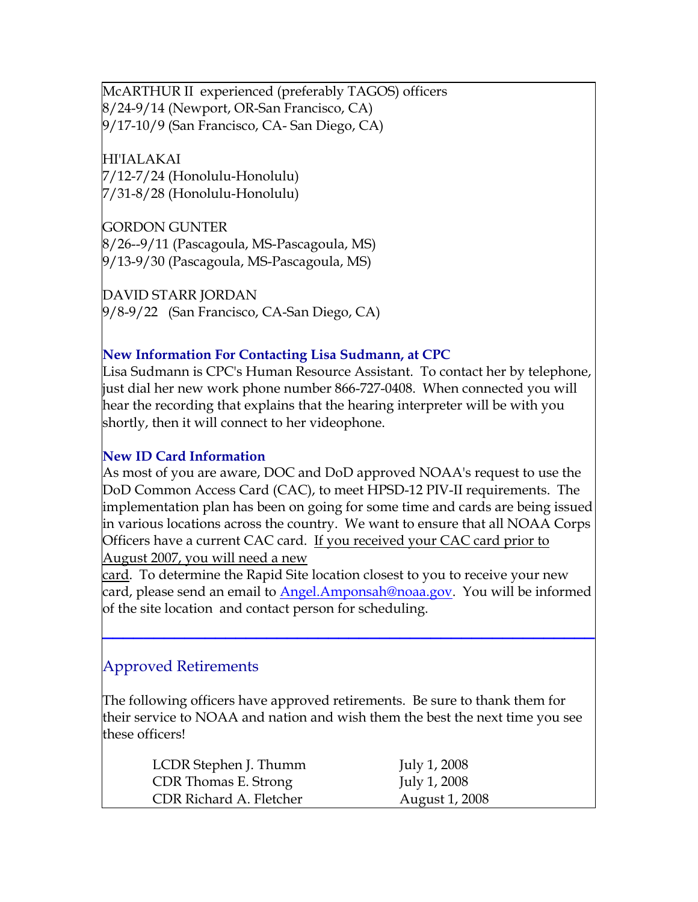McARTHUR II experienced (preferably TAGOS) officers
8/24-9/14 (Newport, OR-San Francisco, CA)
9/17-10/9 (San Francisco, CA- San Diego, CA)

HI'IALAKAI
7/12-7/24 (Honolulu-Honolulu)
7/31-8/28 (Honolulu-Honolulu)

GORDON GUNTER
8/26--9/11 (Pascagoula, MS-Pascagoula, MS)
9/13-9/30 (Pascagoula, MS-Pascagoula, MS)

DAVID STARR JORDAN
9/8-9/22 (San Francisco, CA-San Diego, CA)

**New Information For Contacting Lisa Sudmann, at CPC**

Lisa Sudmann is CPC's Human Resource Assistant. To contact her by telephone, just dial her new work phone number 866-727-0408. When connected you will hear the recording that explains that the hearing interpreter will be with you shortly, then it will connect to her videophone.

**New ID Card Information**

As most of you are aware, DOC and DoD approved NOAA's request to use the DoD Common Access Card (CAC), to meet HPSD-12 PIV-II requirements. The implementation plan has been on going for some time and cards are being issued in various locations across the country. We want to ensure that all NOAA Corps Officers have a current CAC card. <u>If you received your CAC card prior to August 2007, you will need a new card</u>. To determine the Rapid Site location closest to you to receive your new card, please send an email to Angel.Amponsah@noaa.gov. You will be informed of the site location and contact person for scheduling.

---

## Approved Retirements

The following officers have approved retirements. Be sure to thank them for their service to NOAA and nation and wish them the best the next time you see these officers!

| | |
|---|---|
| LCDR Stephen J. Thumm | July 1, 2008 |
| CDR Thomas E. Strong | July 1, 2008 |
| CDR Richard A. Fletcher | August 1, 2008 |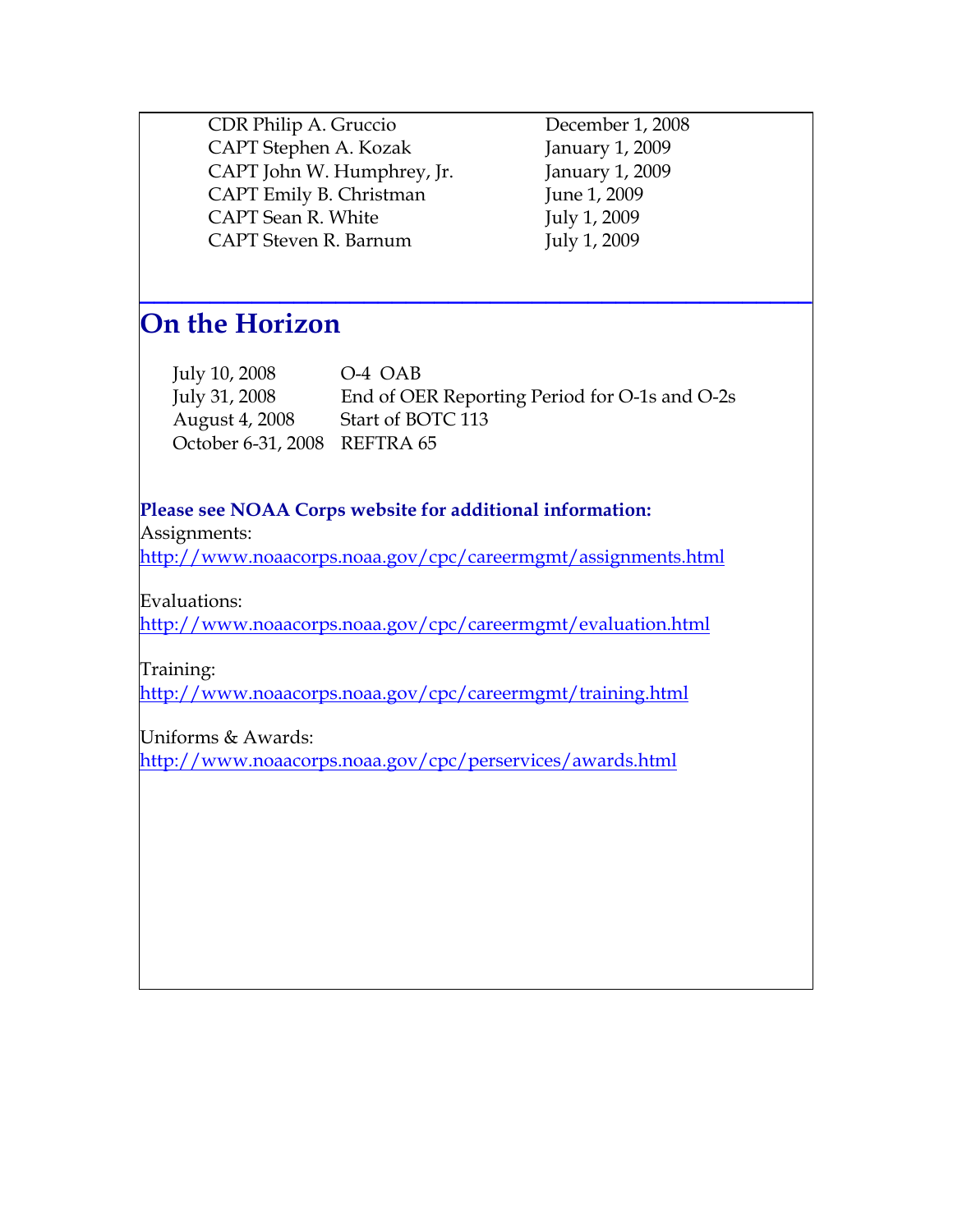| | |
|---|---|
| CDR Philip A. Gruccio | December 1, 2008 |
| CAPT Stephen A. Kozak | January 1, 2009 |
| CAPT John W. Humphrey, Jr. | January 1, 2009 |
| CAPT Emily B. Christman | June 1, 2009 |
| CAPT Sean R. White | July 1, 2009 |
| CAPT Steven R. Barnum | July 1, 2009 |

## On the Horizon

| | |
|---|---|
| July 10, 2008 | O-4 OAB |
| July 31, 2008 | End of OER Reporting Period for O-1s and O-2s |
| August 4, 2008 | Start of BOTC 113 |
| October 6-31, 2008 | REFTRA 65 |

**Please see NOAA Corps website for additional information:**

Assignments:
http://www.noaacorps.noaa.gov/cpc/careermgmt/assignments.html

Evaluations:
http://www.noaacorps.noaa.gov/cpc/careermgmt/evaluation.html

Training:
http://www.noaacorps.noaa.gov/cpc/careermgmt/training.html

Uniforms & Awards:
http://www.noaacorps.noaa.gov/cpc/perservices/awards.html